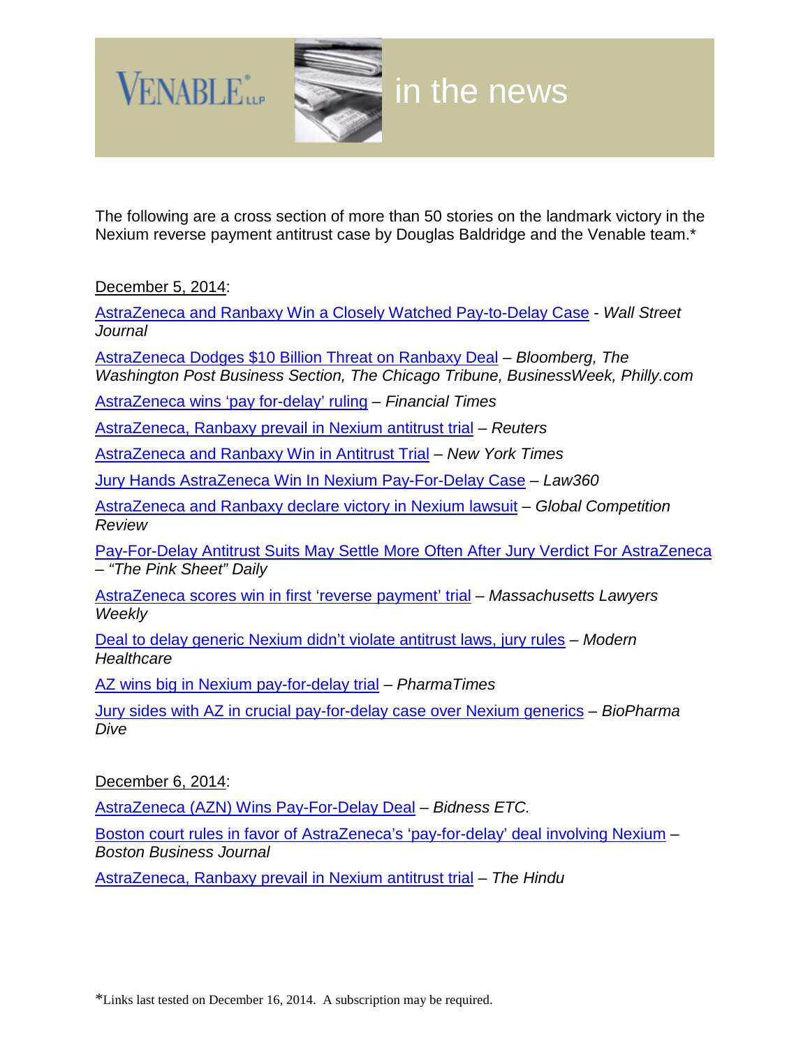# VENABLE LLP — in the news

The following are a cross section of more than 50 stories on the landmark victory in the Nexium reverse payment antitrust case by Douglas Baldridge and the Venable team.*

December 5, 2014:

AstraZeneca and Ranbaxy Win a Closely Watched Pay-to-Delay Case - *Wall Street Journal*

AstraZeneca Dodges $10 Billion Threat on Ranbaxy Deal – *Bloomberg, The Washington Post Business Section, The Chicago Tribune, BusinessWeek, Philly.com*

AstraZeneca wins 'pay for-delay' ruling – *Financial Times*

AstraZeneca, Ranbaxy prevail in Nexium antitrust trial – *Reuters*

AstraZeneca and Ranbaxy Win in Antitrust Trial – *New York Times*

Jury Hands AstraZeneca Win In Nexium Pay-For-Delay Case – *Law360*

AstraZeneca and Ranbaxy declare victory in Nexium lawsuit – *Global Competition Review*

Pay-For-Delay Antitrust Suits May Settle More Often After Jury Verdict For AstraZeneca – *"The Pink Sheet" Daily*

AstraZeneca scores win in first 'reverse payment' trial – *Massachusetts Lawyers Weekly*

Deal to delay generic Nexium didn't violate antitrust laws, jury rules – *Modern Healthcare*

AZ wins big in Nexium pay-for-delay trial – *PharmaTimes*

Jury sides with AZ in crucial pay-for-delay case over Nexium generics – *BioPharma Dive*

December 6, 2014:

AstraZeneca (AZN) Wins Pay-For-Delay Deal – *Bidness ETC.*

Boston court rules in favor of AstraZeneca's 'pay-for-delay' deal involving Nexium – *Boston Business Journal*

AstraZeneca, Ranbaxy prevail in Nexium antitrust trial – *The Hindu*

*Links last tested on December 16, 2014. A subscription may be required.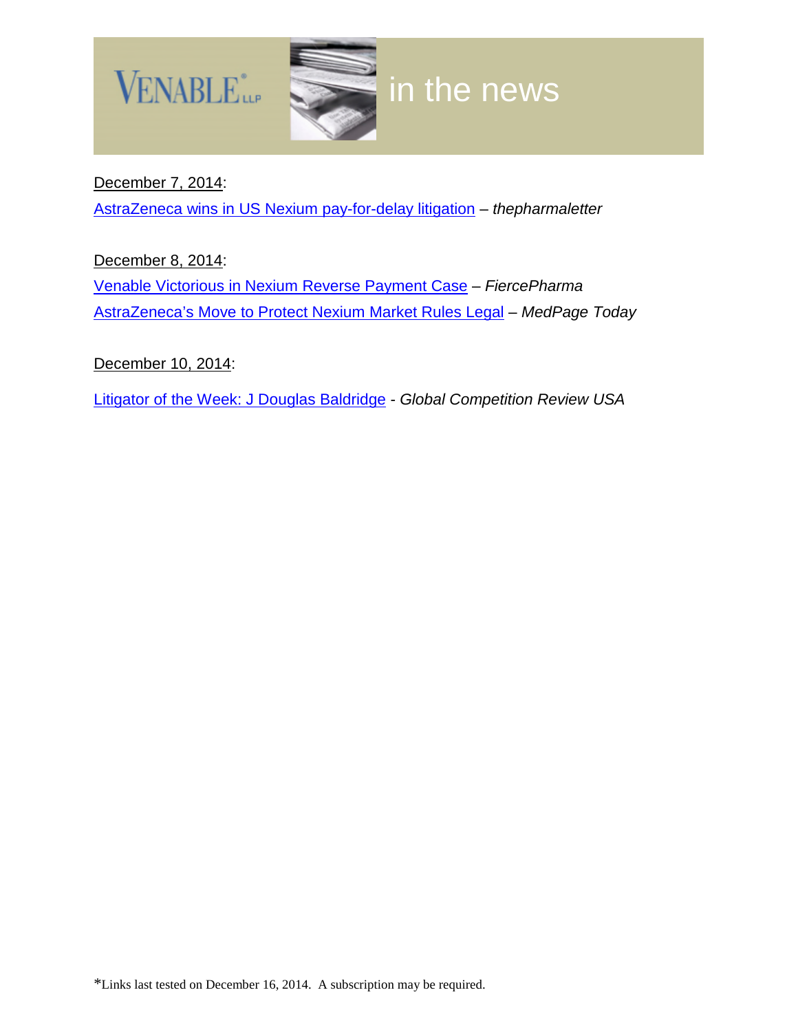# in the news

December 7, 2014:

AstraZeneca wins in US Nexium pay-for-delay litigation – *thepharmaletter*

December 8, 2014:

Venable Victorious in Nexium Reverse Payment Case – *FiercePharma*

AstraZeneca's Move to Protect Nexium Market Rules Legal – *MedPage Today*

December 10, 2014:

Litigator of the Week: J Douglas Baldridge - *Global Competition Review USA*

*Links last tested on December 16, 2014. A subscription may be required.